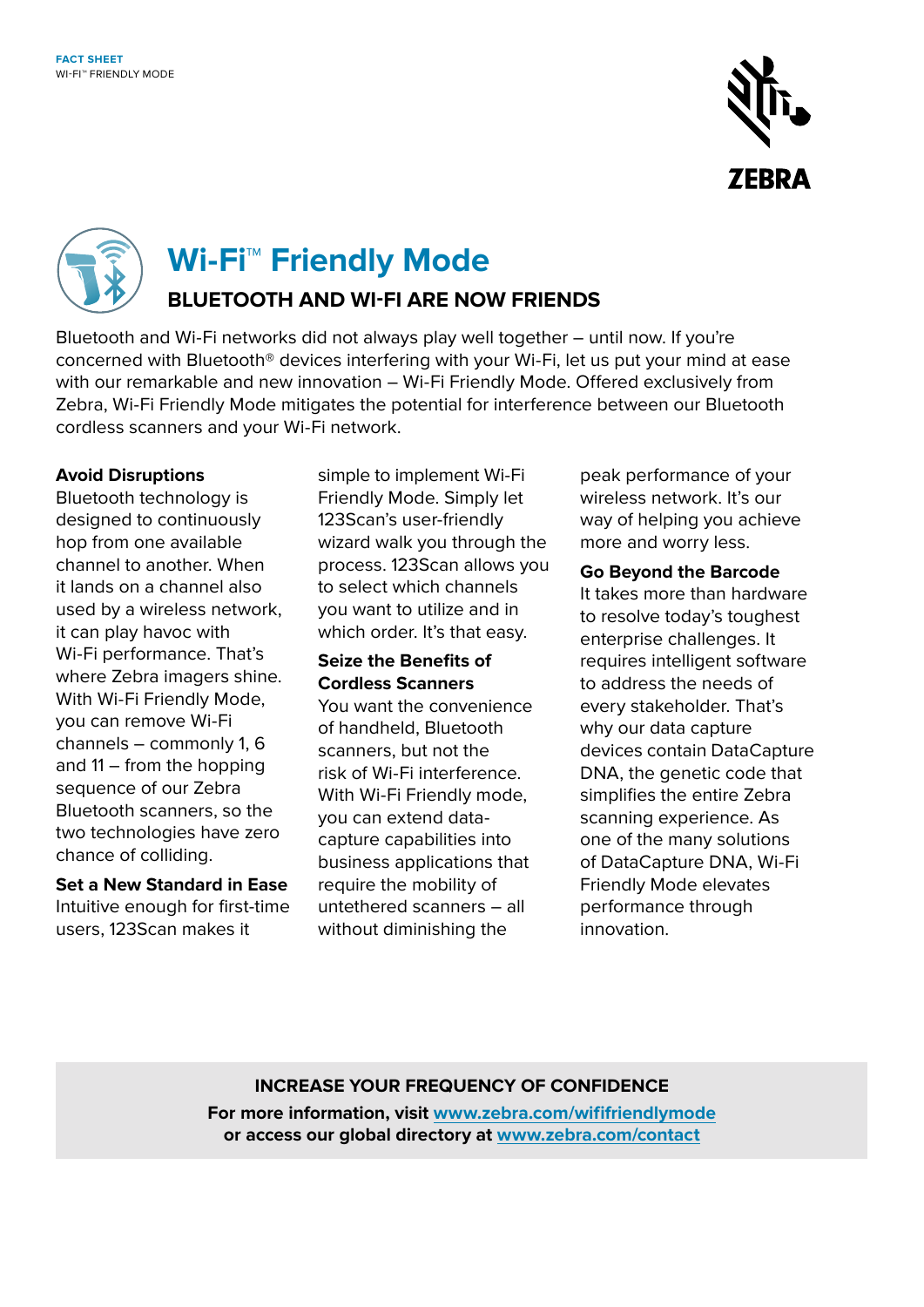# Wi-Fi™ Friendly Mode

## BLUETOOTH AND WI-FI ARE NOW FRIENDS

Bluetooth and Wi-Fi networks did not always play well together – until now. If you're concerned with Bluetooth® devices interfering with your Wi-Fi, let us put your mind at ease with our remarkable and new innovation – Wi-Fi Friendly Mode. Offered exclusively from Zebra, Wi-Fi Friendly Mode mitigates the potential for interference between our Bluetooth cordless scanners and your Wi-Fi network.

**Avoid Disruptions**

Bluetooth technology is designed to continuously hop from one available channel to another. When it lands on a channel also used by a wireless network, it can play havoc with Wi-Fi performance. That's where Zebra imagers shine. With Wi-Fi Friendly Mode, you can remove Wi-Fi channels – commonly 1, 6 and 11 – from the hopping sequence of our Zebra Bluetooth scanners, so the two technologies have zero chance of colliding.

**Set a New Standard in Ease**

Intuitive enough for first-time users, 123Scan makes it simple to implement Wi-Fi Friendly Mode. Simply let 123Scan's user-friendly wizard walk you through the process. 123Scan allows you to select which channels you want to utilize and in which order. It's that easy.

**Seize the Benefits of Cordless Scanners**

You want the convenience of handheld, Bluetooth scanners, but not the risk of Wi-Fi interference. With Wi-Fi Friendly mode, you can extend data-capture capabilities into business applications that require the mobility of untethered scanners – all without diminishing the peak performance of your wireless network. It's our way of helping you achieve more and worry less.

**Go Beyond the Barcode**

It takes more than hardware to resolve today's toughest enterprise challenges. It requires intelligent software to address the needs of every stakeholder. That's why our data capture devices contain DataCapture DNA, the genetic code that simplifies the entire Zebra scanning experience. As one of the many solutions of DataCapture DNA, Wi-Fi Friendly Mode elevates performance through innovation.

**INCREASE YOUR FREQUENCY OF CONFIDENCE**

**For more information, visit www.zebra.com/wififriendlymode or access our global directory at www.zebra.com/contact**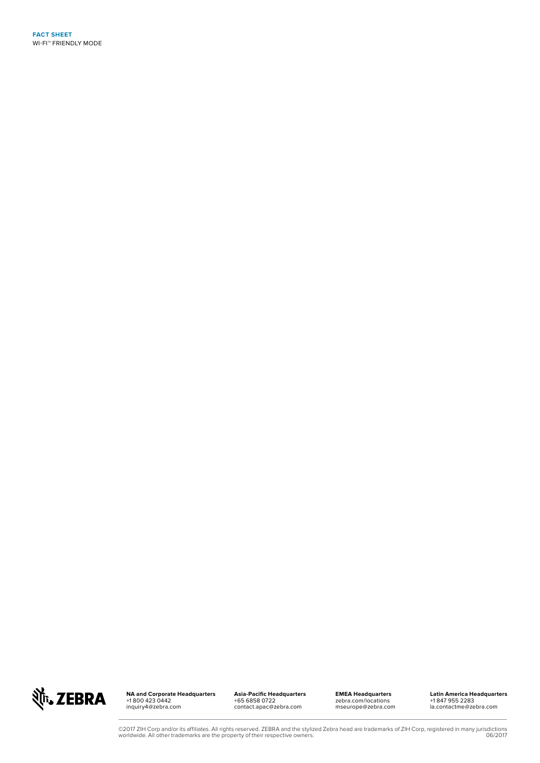**NA and Corporate Headquarters**
+1 800 423 0442
inquiry4@zebra.com

**Asia-Pacific Headquarters**
+65 6858 0722
contact.apac@zebra.com

**EMEA Headquarters**
zebra.com/locations
mseurope@zebra.com

**Latin America Headquarters**
+1 847 955 2283
la.contactme@zebra.com

©2017 ZIH Corp and/or its affiliates. All rights reserved. ZEBRA and the stylized Zebra head are trademarks of ZIH Corp, registered in many jurisdictions worldwide. All other trademarks are the property of their respective owners. 06/2017